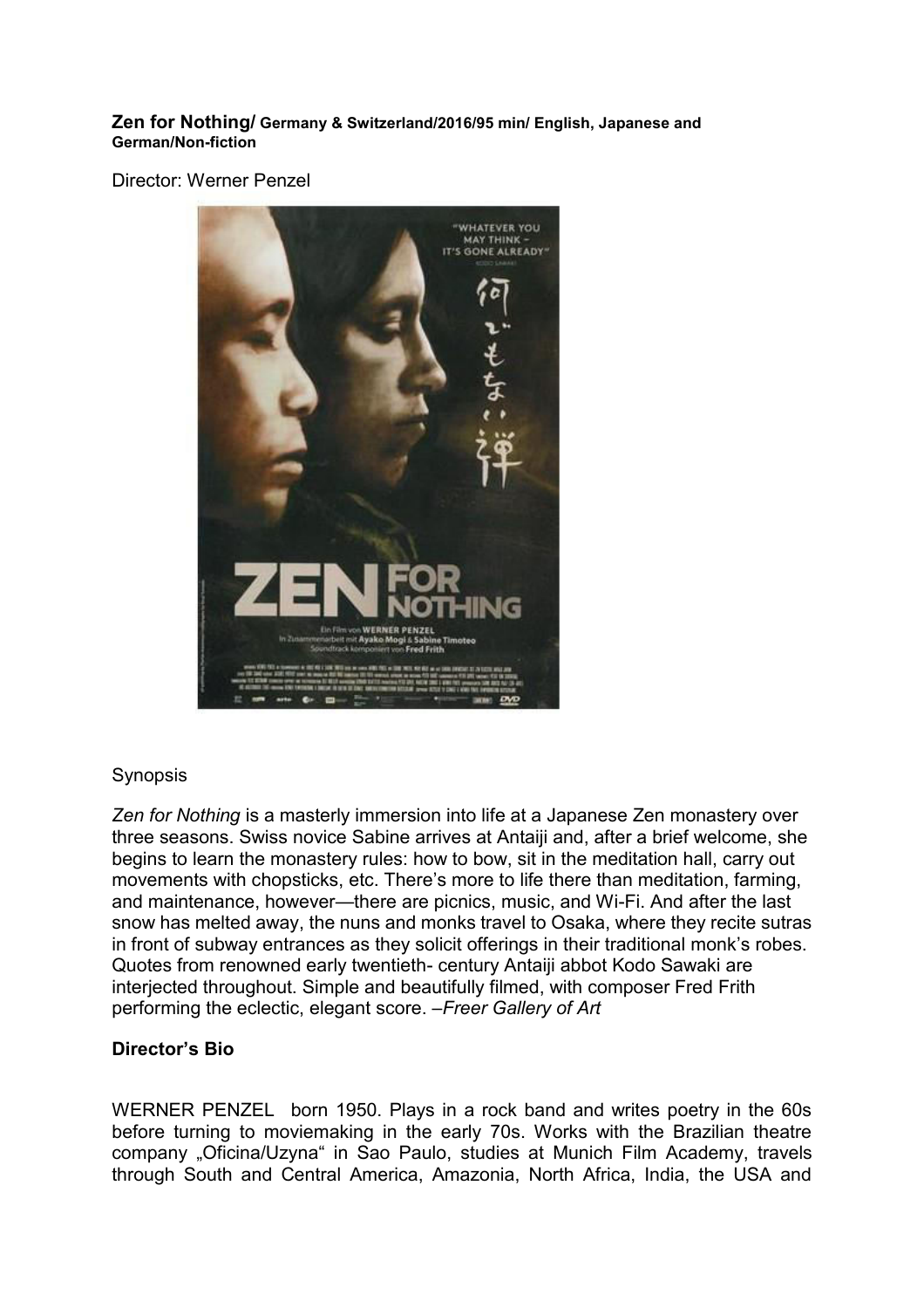**Zen for Nothing/ Germany & Switzerland/2016/95 min/ English, Japanese and German/Non-fiction**

Director: Werner Penzel

Synopsis

*Zen for Nothing* is a masterly immersion into life at a Japanese Zen monastery over three seasons. Swiss novice Sabine arrives at Antaiji and, after a brief welcome, she begins to learn the monastery rules: how to bow, sit in the meditation hall, carry out movements with chopsticks, etc. There's more to life there than meditation, farming, and maintenance, however—there are picnics, music, and Wi-Fi. And after the last snow has melted away, the nuns and monks travel to Osaka, where they recite sutras in front of subway entrances as they solicit offerings in their traditional monk's robes. Quotes from renowned early twentieth- century Antaiji abbot Kodo Sawaki are interjected throughout. Simple and beautifully filmed, with composer Fred Frith performing the eclectic, elegant score. –*Freer Gallery of Art*

**Director's Bio**

WERNER PENZEL born 1950. Plays in a rock band and writes poetry in the 60s before turning to moviemaking in the early 70s. Works with the Brazilian theatre company „Oficina/Uzyna" in Sao Paulo, studies at Munich Film Academy, travels through South and Central America, Amazonia, North Africa, India, the USA and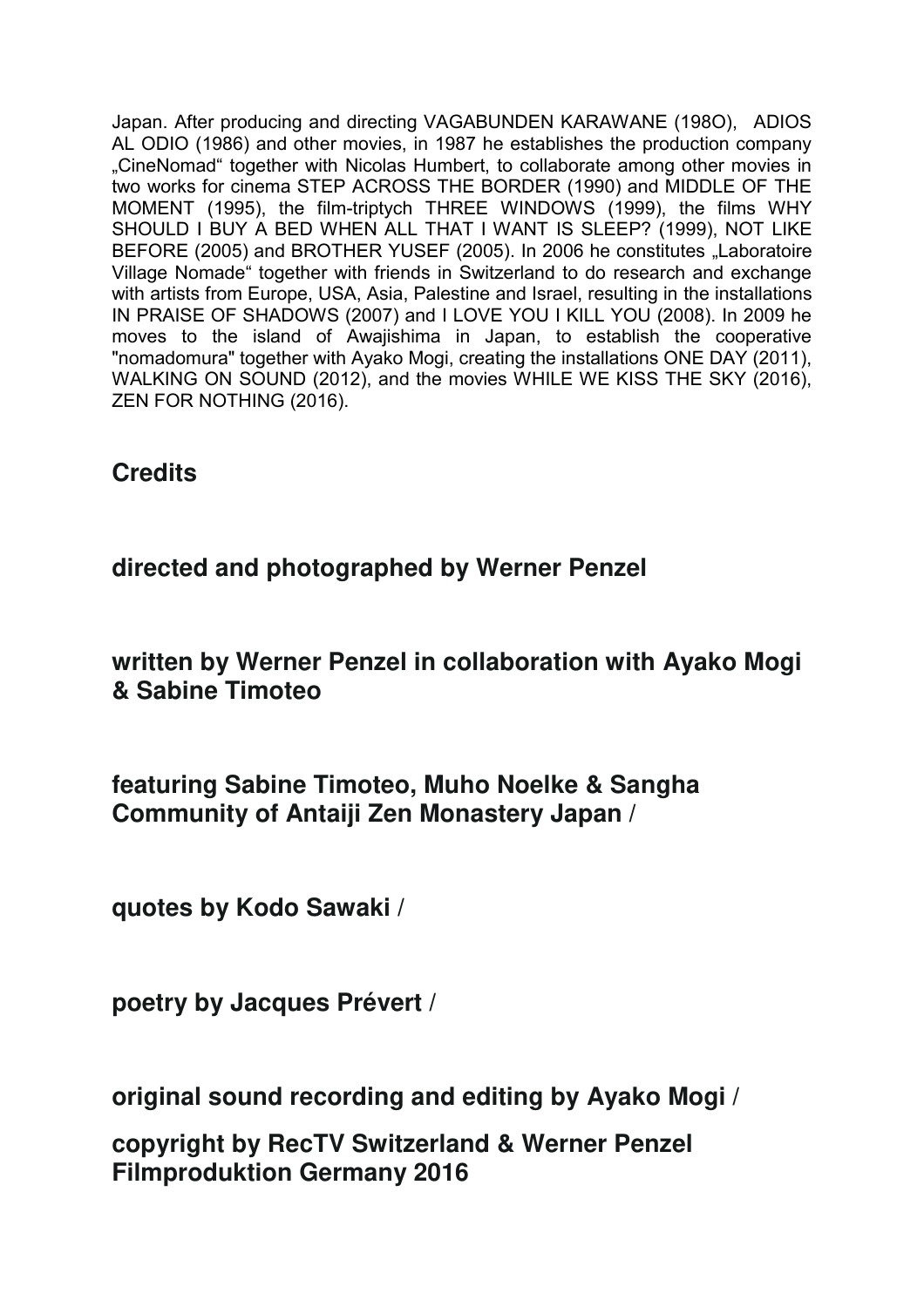Japan. After producing and directing VAGABUNDEN KARAWANE (198O), ADIOS AL ODIO (1986) and other movies, in 1987 he establishes the production company „CineNomad" together with Nicolas Humbert, to collaborate among other movies in two works for cinema STEP ACROSS THE BORDER (1990) and MIDDLE OF THE MOMENT (1995), the film-triptych THREE WINDOWS (1999), the films WHY SHOULD I BUY A BED WHEN ALL THAT I WANT IS SLEEP? (1999), NOT LIKE BEFORE (2005) and BROTHER YUSEF (2005). In 2006 he constitutes „Laboratoire Village Nomade" together with friends in Switzerland to do research and exchange with artists from Europe, USA, Asia, Palestine and Israel, resulting in the installations IN PRAISE OF SHADOWS (2007) and I LOVE YOU I KILL YOU (2008). In 2009 he moves to the island of Awajishima in Japan, to establish the cooperative "nomadomura" together with Ayako Mogi, creating the installations ONE DAY (2011), WALKING ON SOUND (2012), and the movies WHILE WE KISS THE SKY (2016), ZEN FOR NOTHING (2016).

## Credits

**directed and photographed by Werner Penzel**

**written by Werner Penzel in collaboration with Ayako Mogi & Sabine Timoteo**

**featuring Sabine Timoteo, Muho Noelke & Sangha Community of Antaiji Zen Monastery Japan /**

**quotes by Kodo Sawaki /**

**poetry by Jacques Prévert /**

**original sound recording and editing by Ayako Mogi /**

**copyright by RecTV Switzerland & Werner Penzel Filmproduktion Germany 2016**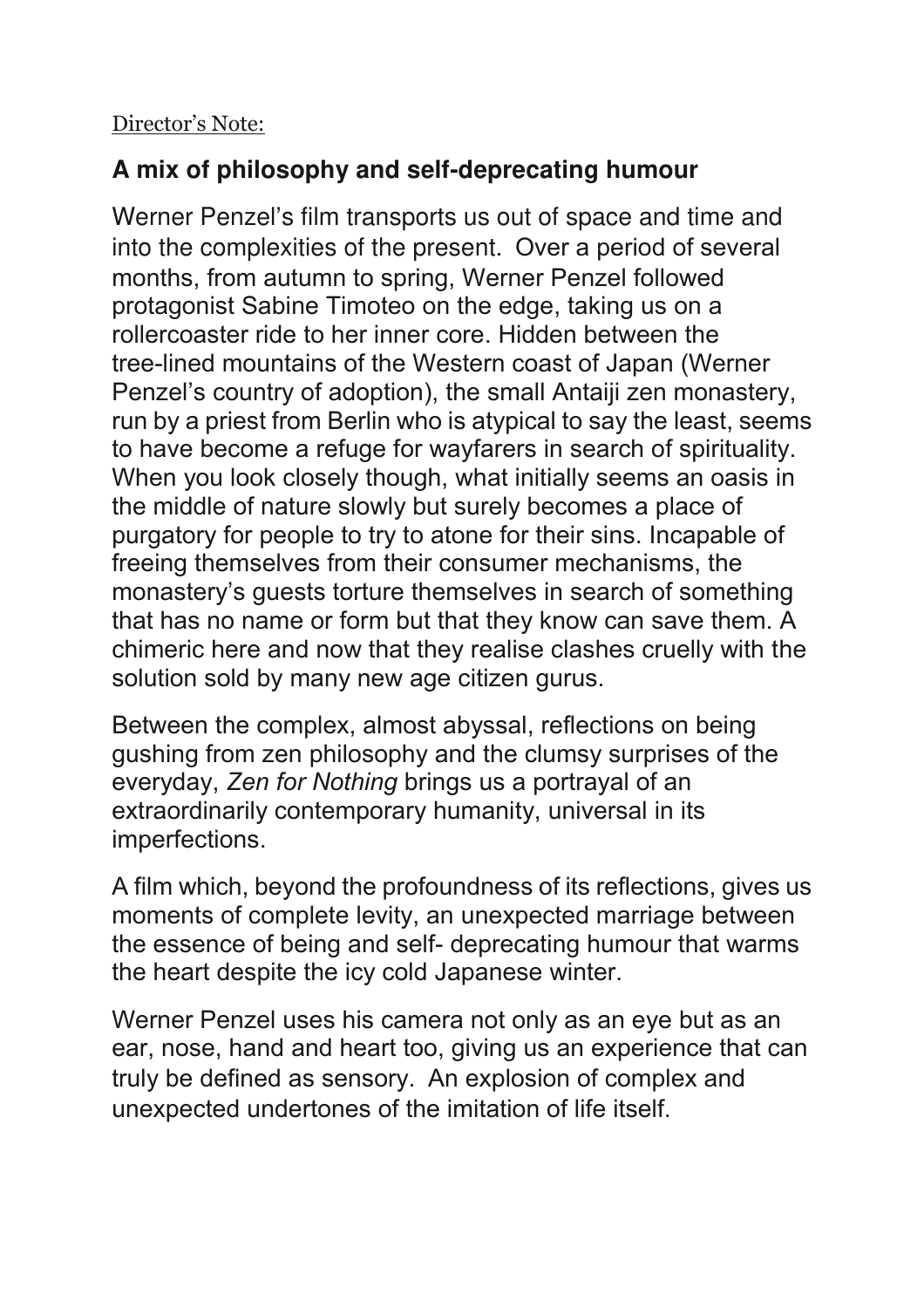Director's Note:

## A mix of philosophy and self-deprecating humour

Werner Penzel's film transports us out of space and time and into the complexities of the present. Over a period of several months, from autumn to spring, Werner Penzel followed protagonist Sabine Timoteo on the edge, taking us on a rollercoaster ride to her inner core. Hidden between the tree-lined mountains of the Western coast of Japan (Werner Penzel's country of adoption), the small Antaiji zen monastery, run by a priest from Berlin who is atypical to say the least, seems to have become a refuge for wayfarers in search of spirituality. When you look closely though, what initially seems an oasis in the middle of nature slowly but surely becomes a place of purgatory for people to try to atone for their sins. Incapable of freeing themselves from their consumer mechanisms, the monastery's guests torture themselves in search of something that has no name or form but that they know can save them. A chimeric here and now that they realise clashes cruelly with the solution sold by many new age citizen gurus.

Between the complex, almost abyssal, reflections on being gushing from zen philosophy and the clumsy surprises of the everyday, *Zen for Nothing* brings us a portrayal of an extraordinarily contemporary humanity, universal in its imperfections.

A film which, beyond the profoundness of its reflections, gives us moments of complete levity, an unexpected marriage between the essence of being and self- deprecating humour that warms the heart despite the icy cold Japanese winter.

Werner Penzel uses his camera not only as an eye but as an ear, nose, hand and heart too, giving us an experience that can truly be defined as sensory. An explosion of complex and unexpected undertones of the imitation of life itself.